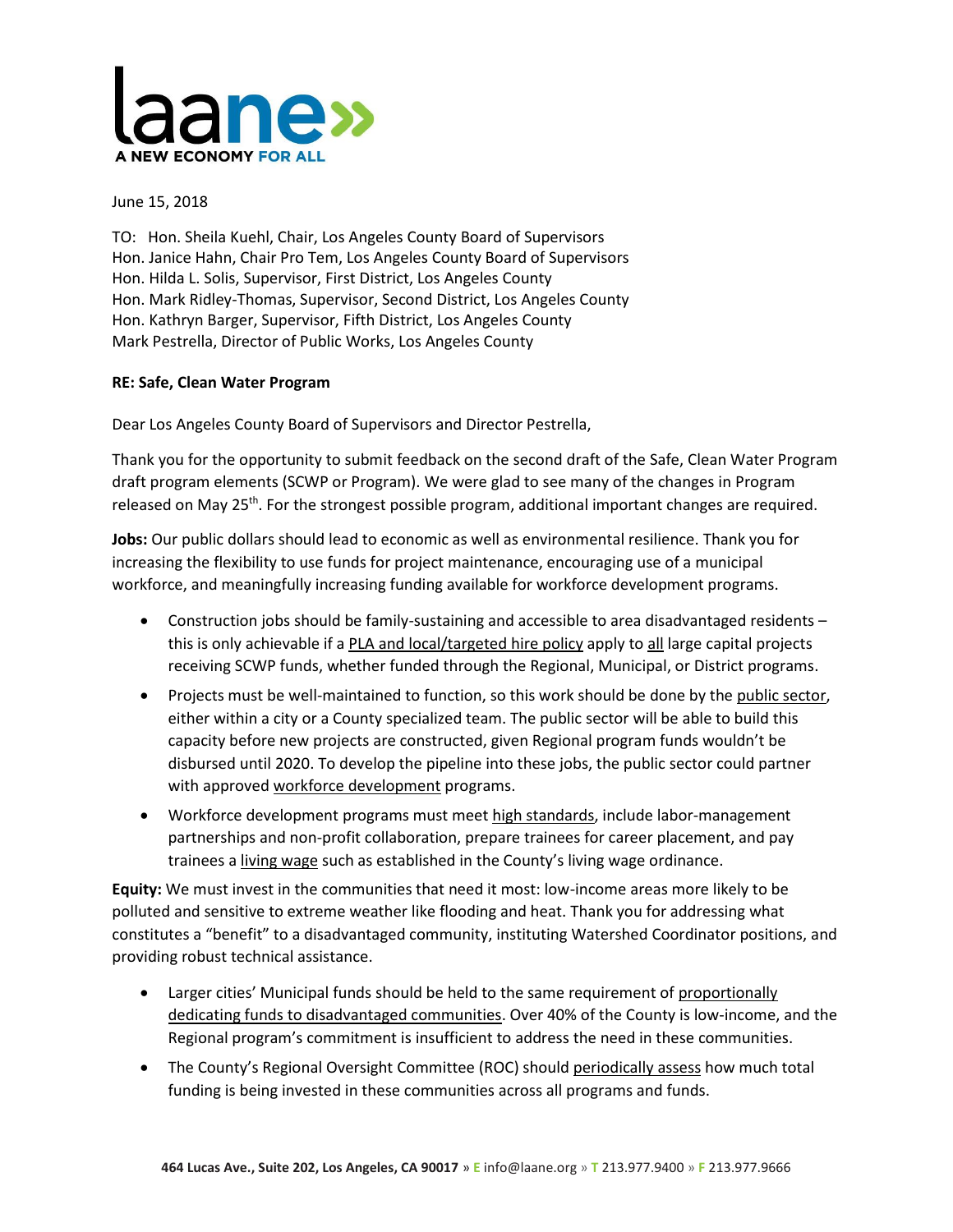laane
A NEW ECONOMY FOR ALL

June 15, 2018

TO: Hon. Sheila Kuehl, Chair, Los Angeles County Board of Supervisors
Hon. Janice Hahn, Chair Pro Tem, Los Angeles County Board of Supervisors
Hon. Hilda L. Solis, Supervisor, First District, Los Angeles County
Hon. Mark Ridley-Thomas, Supervisor, Second District, Los Angeles County
Hon. Kathryn Barger, Supervisor, Fifth District, Los Angeles County
Mark Pestrella, Director of Public Works, Los Angeles County

**RE: Safe, Clean Water Program**

Dear Los Angeles County Board of Supervisors and Director Pestrella,

Thank you for the opportunity to submit feedback on the second draft of the Safe, Clean Water Program draft program elements (SCWP or Program). We were glad to see many of the changes in Program released on May 25th. For the strongest possible program, additional important changes are required.

**Jobs:** Our public dollars should lead to economic as well as environmental resilience. Thank you for increasing the flexibility to use funds for project maintenance, encouraging use of a municipal workforce, and meaningfully increasing funding available for workforce development programs.

- Construction jobs should be family-sustaining and accessible to area disadvantaged residents – this is only achievable if a PLA and local/targeted hire policy apply to all large capital projects receiving SCWP funds, whether funded through the Regional, Municipal, or District programs.
- Projects must be well-maintained to function, so this work should be done by the public sector, either within a city or a County specialized team. The public sector will be able to build this capacity before new projects are constructed, given Regional program funds wouldn't be disbursed until 2020. To develop the pipeline into these jobs, the public sector could partner with approved workforce development programs.
- Workforce development programs must meet high standards, include labor-management partnerships and non-profit collaboration, prepare trainees for career placement, and pay trainees a living wage such as established in the County's living wage ordinance.

**Equity:** We must invest in the communities that need it most: low-income areas more likely to be polluted and sensitive to extreme weather like flooding and heat. Thank you for addressing what constitutes a "benefit" to a disadvantaged community, instituting Watershed Coordinator positions, and providing robust technical assistance.

- Larger cities' Municipal funds should be held to the same requirement of proportionally dedicating funds to disadvantaged communities. Over 40% of the County is low-income, and the Regional program's commitment is insufficient to address the need in these communities.
- The County's Regional Oversight Committee (ROC) should periodically assess how much total funding is being invested in these communities across all programs and funds.

464 Lucas Ave., Suite 202, Los Angeles, CA 90017 » E info@laane.org » T 213.977.9400 » F 213.977.9666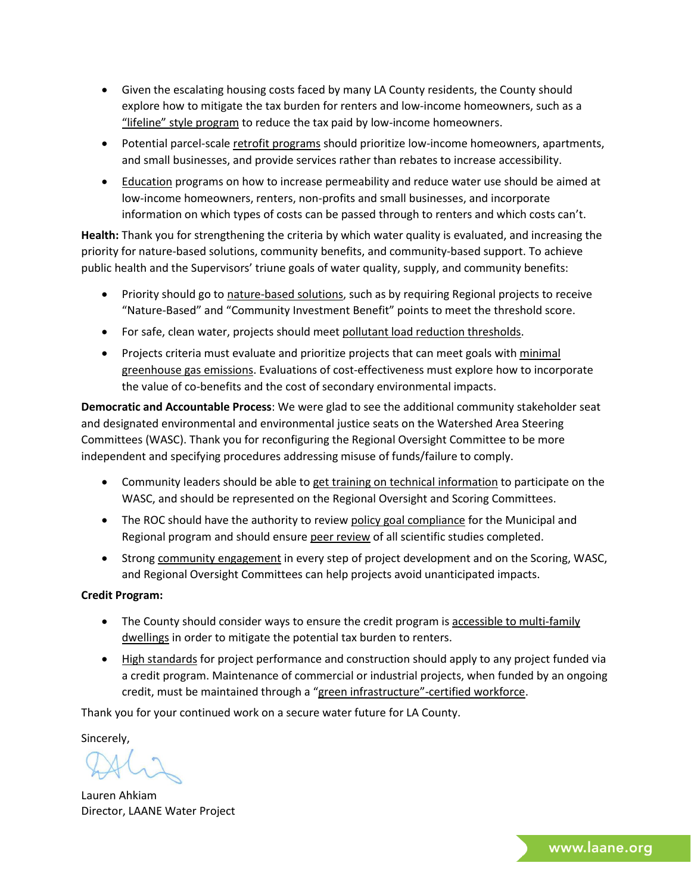- Given the escalating housing costs faced by many LA County residents, the County should explore how to mitigate the tax burden for renters and low-income homeowners, such as a "lifeline" style program to reduce the tax paid by low-income homeowners.
- Potential parcel-scale retrofit programs should prioritize low-income homeowners, apartments, and small businesses, and provide services rather than rebates to increase accessibility.
- Education programs on how to increase permeability and reduce water use should be aimed at low-income homeowners, renters, non-profits and small businesses, and incorporate information on which types of costs can be passed through to renters and which costs can't.

**Health:** Thank you for strengthening the criteria by which water quality is evaluated, and increasing the priority for nature-based solutions, community benefits, and community-based support. To achieve public health and the Supervisors' triune goals of water quality, supply, and community benefits:

- Priority should go to nature-based solutions, such as by requiring Regional projects to receive "Nature-Based" and "Community Investment Benefit" points to meet the threshold score.
- For safe, clean water, projects should meet pollutant load reduction thresholds.
- Projects criteria must evaluate and prioritize projects that can meet goals with minimal greenhouse gas emissions. Evaluations of cost-effectiveness must explore how to incorporate the value of co-benefits and the cost of secondary environmental impacts.

**Democratic and Accountable Process**: We were glad to see the additional community stakeholder seat and designated environmental and environmental justice seats on the Watershed Area Steering Committees (WASC). Thank you for reconfiguring the Regional Oversight Committee to be more independent and specifying procedures addressing misuse of funds/failure to comply.

- Community leaders should be able to get training on technical information to participate on the WASC, and should be represented on the Regional Oversight and Scoring Committees.
- The ROC should have the authority to review policy goal compliance for the Municipal and Regional program and should ensure peer review of all scientific studies completed.
- Strong community engagement in every step of project development and on the Scoring, WASC, and Regional Oversight Committees can help projects avoid unanticipated impacts.

**Credit Program:**

- The County should consider ways to ensure the credit program is accessible to multi-family dwellings in order to mitigate the potential tax burden to renters.
- High standards for project performance and construction should apply to any project funded via a credit program. Maintenance of commercial or industrial projects, when funded by an ongoing credit, must be maintained through a "green infrastructure"-certified workforce.

Thank you for your continued work on a secure water future for LA County.

Sincerely,

Lauren Ahkiam
Director, LAANE Water Project

www.laane.org